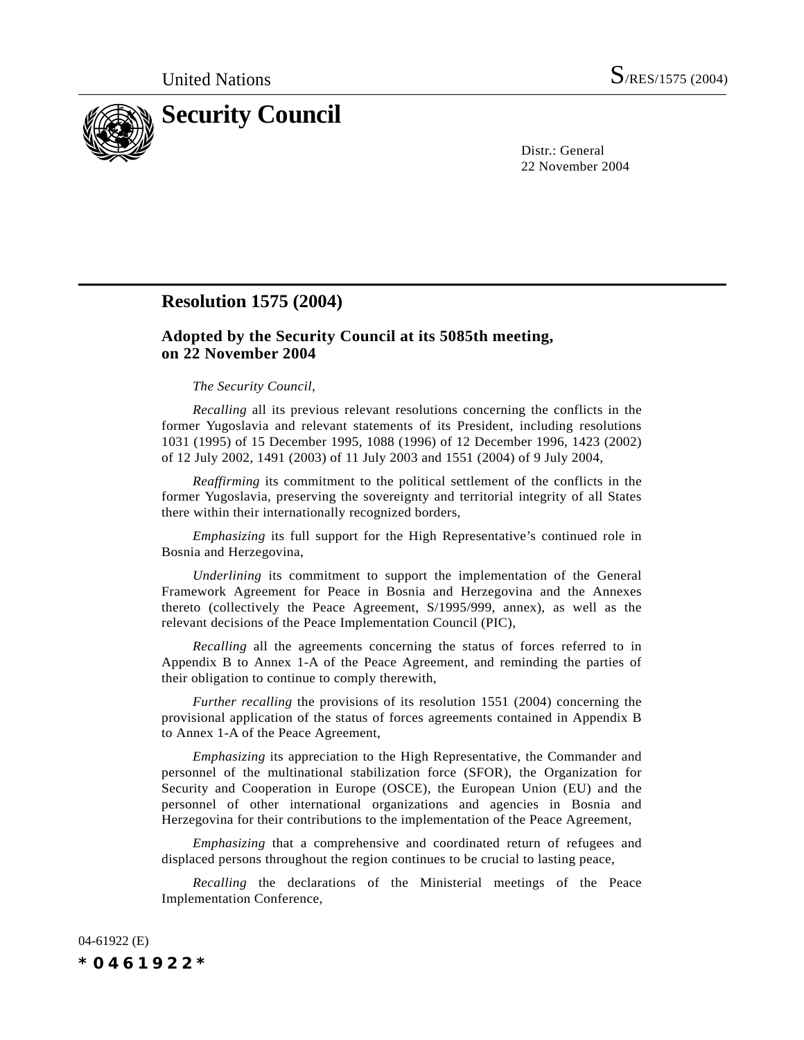United Nations S/RES/1575 (2004)

# Security Council

Distr.: General
22 November 2004

## Resolution 1575 (2004)

### Adopted by the Security Council at its 5085th meeting, on 22 November 2004

*The Security Council*,

*Recalling* all its previous relevant resolutions concerning the conflicts in the former Yugoslavia and relevant statements of its President, including resolutions 1031 (1995) of 15 December 1995, 1088 (1996) of 12 December 1996, 1423 (2002) of 12 July 2002, 1491 (2003) of 11 July 2003 and 1551 (2004) of 9 July 2004,

*Reaffirming* its commitment to the political settlement of the conflicts in the former Yugoslavia, preserving the sovereignty and territorial integrity of all States there within their internationally recognized borders,

*Emphasizing* its full support for the High Representative's continued role in Bosnia and Herzegovina,

*Underlining* its commitment to support the implementation of the General Framework Agreement for Peace in Bosnia and Herzegovina and the Annexes thereto (collectively the Peace Agreement, S/1995/999, annex), as well as the relevant decisions of the Peace Implementation Council (PIC),

*Recalling* all the agreements concerning the status of forces referred to in Appendix B to Annex 1-A of the Peace Agreement, and reminding the parties of their obligation to continue to comply therewith,

*Further recalling* the provisions of its resolution 1551 (2004) concerning the provisional application of the status of forces agreements contained in Appendix B to Annex 1-A of the Peace Agreement,

*Emphasizing* its appreciation to the High Representative, the Commander and personnel of the multinational stabilization force (SFOR), the Organization for Security and Cooperation in Europe (OSCE), the European Union (EU) and the personnel of other international organizations and agencies in Bosnia and Herzegovina for their contributions to the implementation of the Peace Agreement,

*Emphasizing* that a comprehensive and coordinated return of refugees and displaced persons throughout the region continues to be crucial to lasting peace,

*Recalling* the declarations of the Ministerial meetings of the Peace Implementation Conference,

04-61922 (E)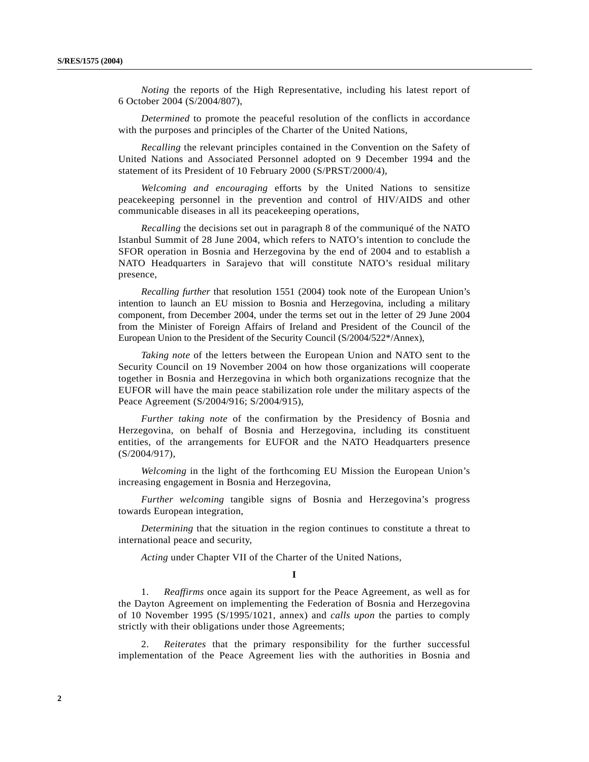*Noting* the reports of the High Representative, including his latest report of 6 October 2004 (S/2004/807),

*Determined* to promote the peaceful resolution of the conflicts in accordance with the purposes and principles of the Charter of the United Nations,

*Recalling* the relevant principles contained in the Convention on the Safety of United Nations and Associated Personnel adopted on 9 December 1994 and the statement of its President of 10 February 2000 (S/PRST/2000/4),

*Welcoming and encouraging* efforts by the United Nations to sensitize peacekeeping personnel in the prevention and control of HIV/AIDS and other communicable diseases in all its peacekeeping operations,

*Recalling* the decisions set out in paragraph 8 of the communiqué of the NATO Istanbul Summit of 28 June 2004, which refers to NATO's intention to conclude the SFOR operation in Bosnia and Herzegovina by the end of 2004 and to establish a NATO Headquarters in Sarajevo that will constitute NATO's residual military presence,

*Recalling further* that resolution 1551 (2004) took note of the European Union's intention to launch an EU mission to Bosnia and Herzegovina, including a military component, from December 2004, under the terms set out in the letter of 29 June 2004 from the Minister of Foreign Affairs of Ireland and President of the Council of the European Union to the President of the Security Council (S/2004/522*/Annex),

*Taking note* of the letters between the European Union and NATO sent to the Security Council on 19 November 2004 on how those organizations will cooperate together in Bosnia and Herzegovina in which both organizations recognize that the EUFOR will have the main peace stabilization role under the military aspects of the Peace Agreement (S/2004/916; S/2004/915),

*Further taking note* of the confirmation by the Presidency of Bosnia and Herzegovina, on behalf of Bosnia and Herzegovina, including its constituent entities, of the arrangements for EUFOR and the NATO Headquarters presence (S/2004/917),

*Welcoming* in the light of the forthcoming EU Mission the European Union's increasing engagement in Bosnia and Herzegovina,

*Further welcoming* tangible signs of Bosnia and Herzegovina's progress towards European integration,

*Determining* that the situation in the region continues to constitute a threat to international peace and security,

*Acting* under Chapter VII of the Charter of the United Nations,

**I**

1. *Reaffirms* once again its support for the Peace Agreement, as well as for the Dayton Agreement on implementing the Federation of Bosnia and Herzegovina of 10 November 1995 (S/1995/1021, annex) and *calls upon* the parties to comply strictly with their obligations under those Agreements;

2. *Reiterates* that the primary responsibility for the further successful implementation of the Peace Agreement lies with the authorities in Bosnia and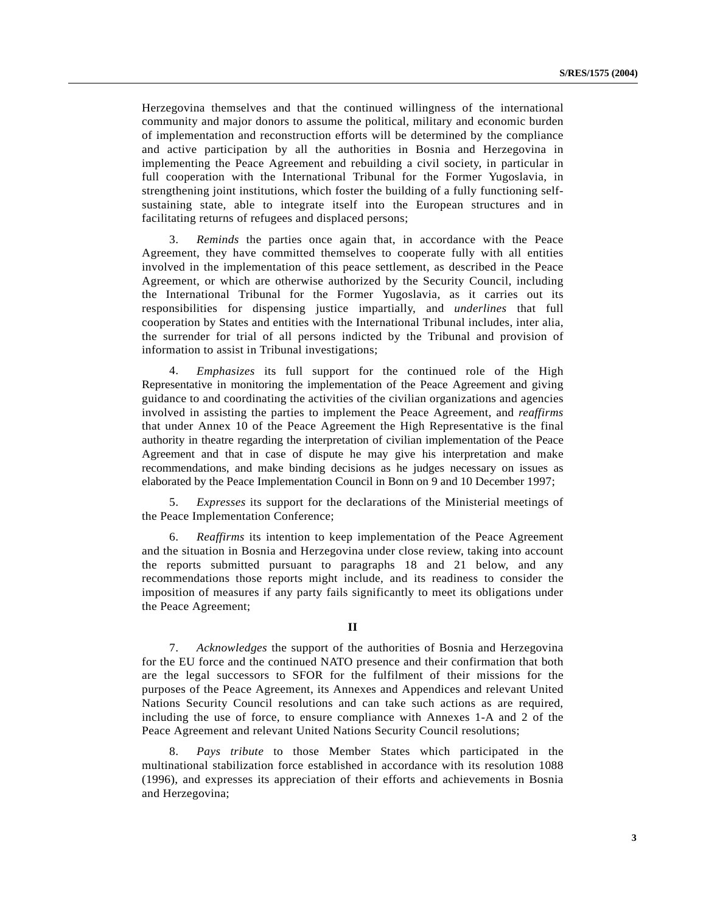Herzegovina themselves and that the continued willingness of the international community and major donors to assume the political, military and economic burden of implementation and reconstruction efforts will be determined by the compliance and active participation by all the authorities in Bosnia and Herzegovina in implementing the Peace Agreement and rebuilding a civil society, in particular in full cooperation with the International Tribunal for the Former Yugoslavia, in strengthening joint institutions, which foster the building of a fully functioning self-sustaining state, able to integrate itself into the European structures and in facilitating returns of refugees and displaced persons;

3. *Reminds* the parties once again that, in accordance with the Peace Agreement, they have committed themselves to cooperate fully with all entities involved in the implementation of this peace settlement, as described in the Peace Agreement, or which are otherwise authorized by the Security Council, including the International Tribunal for the Former Yugoslavia, as it carries out its responsibilities for dispensing justice impartially, and *underlines* that full cooperation by States and entities with the International Tribunal includes, inter alia, the surrender for trial of all persons indicted by the Tribunal and provision of information to assist in Tribunal investigations;

4. *Emphasizes* its full support for the continued role of the High Representative in monitoring the implementation of the Peace Agreement and giving guidance to and coordinating the activities of the civilian organizations and agencies involved in assisting the parties to implement the Peace Agreement, and *reaffirms* that under Annex 10 of the Peace Agreement the High Representative is the final authority in theatre regarding the interpretation of civilian implementation of the Peace Agreement and that in case of dispute he may give his interpretation and make recommendations, and make binding decisions as he judges necessary on issues as elaborated by the Peace Implementation Council in Bonn on 9 and 10 December 1997;

5. *Expresses* its support for the declarations of the Ministerial meetings of the Peace Implementation Conference;

6. *Reaffirms* its intention to keep implementation of the Peace Agreement and the situation in Bosnia and Herzegovina under close review, taking into account the reports submitted pursuant to paragraphs 18 and 21 below, and any recommendations those reports might include, and its readiness to consider the imposition of measures if any party fails significantly to meet its obligations under the Peace Agreement;

**II**

7. *Acknowledges* the support of the authorities of Bosnia and Herzegovina for the EU force and the continued NATO presence and their confirmation that both are the legal successors to SFOR for the fulfilment of their missions for the purposes of the Peace Agreement, its Annexes and Appendices and relevant United Nations Security Council resolutions and can take such actions as are required, including the use of force, to ensure compliance with Annexes 1-A and 2 of the Peace Agreement and relevant United Nations Security Council resolutions;

8. *Pays tribute* to those Member States which participated in the multinational stabilization force established in accordance with its resolution 1088 (1996), and expresses its appreciation of their efforts and achievements in Bosnia and Herzegovina;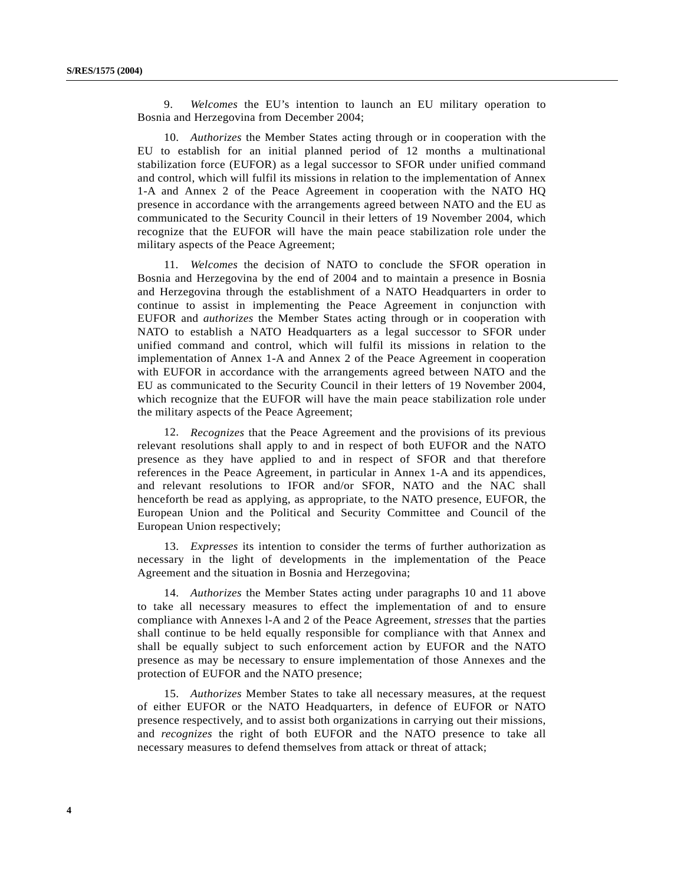9. *Welcomes* the EU's intention to launch an EU military operation to Bosnia and Herzegovina from December 2004;

10. *Authorizes* the Member States acting through or in cooperation with the EU to establish for an initial planned period of 12 months a multinational stabilization force (EUFOR) as a legal successor to SFOR under unified command and control, which will fulfil its missions in relation to the implementation of Annex 1-A and Annex 2 of the Peace Agreement in cooperation with the NATO HQ presence in accordance with the arrangements agreed between NATO and the EU as communicated to the Security Council in their letters of 19 November 2004, which recognize that the EUFOR will have the main peace stabilization role under the military aspects of the Peace Agreement;

11. *Welcomes* the decision of NATO to conclude the SFOR operation in Bosnia and Herzegovina by the end of 2004 and to maintain a presence in Bosnia and Herzegovina through the establishment of a NATO Headquarters in order to continue to assist in implementing the Peace Agreement in conjunction with EUFOR and *authorizes* the Member States acting through or in cooperation with NATO to establish a NATO Headquarters as a legal successor to SFOR under unified command and control, which will fulfil its missions in relation to the implementation of Annex 1-A and Annex 2 of the Peace Agreement in cooperation with EUFOR in accordance with the arrangements agreed between NATO and the EU as communicated to the Security Council in their letters of 19 November 2004, which recognize that the EUFOR will have the main peace stabilization role under the military aspects of the Peace Agreement;

12. *Recognizes* that the Peace Agreement and the provisions of its previous relevant resolutions shall apply to and in respect of both EUFOR and the NATO presence as they have applied to and in respect of SFOR and that therefore references in the Peace Agreement, in particular in Annex 1-A and its appendices, and relevant resolutions to IFOR and/or SFOR, NATO and the NAC shall henceforth be read as applying, as appropriate, to the NATO presence, EUFOR, the European Union and the Political and Security Committee and Council of the European Union respectively;

13. *Expresses* its intention to consider the terms of further authorization as necessary in the light of developments in the implementation of the Peace Agreement and the situation in Bosnia and Herzegovina;

14. *Authorizes* the Member States acting under paragraphs 10 and 11 above to take all necessary measures to effect the implementation of and to ensure compliance with Annexes l-A and 2 of the Peace Agreement, *stresses* that the parties shall continue to be held equally responsible for compliance with that Annex and shall be equally subject to such enforcement action by EUFOR and the NATO presence as may be necessary to ensure implementation of those Annexes and the protection of EUFOR and the NATO presence;

15. *Authorizes* Member States to take all necessary measures, at the request of either EUFOR or the NATO Headquarters, in defence of EUFOR or NATO presence respectively, and to assist both organizations in carrying out their missions, and *recognizes* the right of both EUFOR and the NATO presence to take all necessary measures to defend themselves from attack or threat of attack;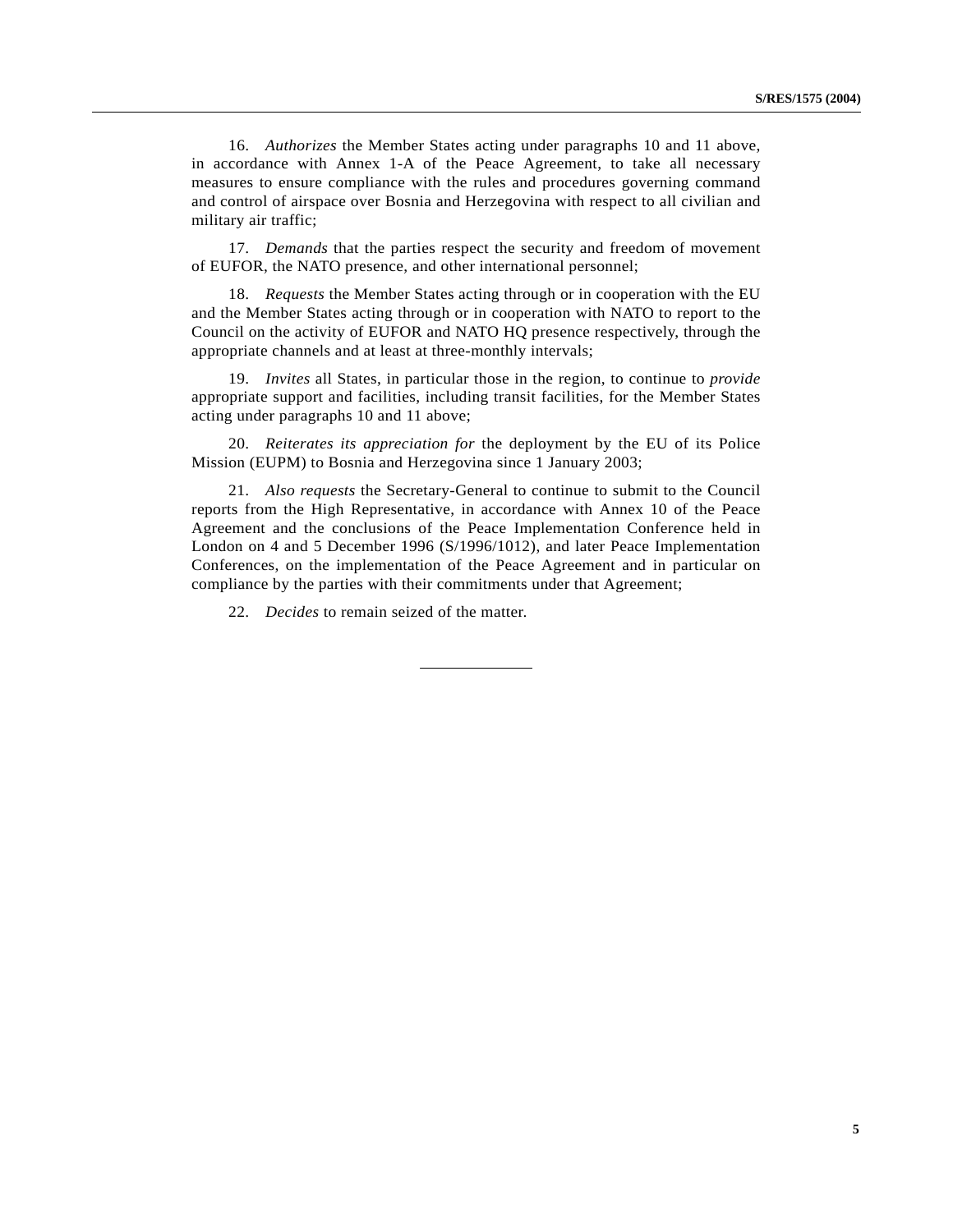16. *Authorizes* the Member States acting under paragraphs 10 and 11 above, in accordance with Annex 1-A of the Peace Agreement, to take all necessary measures to ensure compliance with the rules and procedures governing command and control of airspace over Bosnia and Herzegovina with respect to all civilian and military air traffic;

17. *Demands* that the parties respect the security and freedom of movement of EUFOR, the NATO presence, and other international personnel;

18. *Requests* the Member States acting through or in cooperation with the EU and the Member States acting through or in cooperation with NATO to report to the Council on the activity of EUFOR and NATO HQ presence respectively, through the appropriate channels and at least at three-monthly intervals;

19. *Invites* all States, in particular those in the region, to continue to *provide* appropriate support and facilities, including transit facilities, for the Member States acting under paragraphs 10 and 11 above;

20. *Reiterates its appreciation for* the deployment by the EU of its Police Mission (EUPM) to Bosnia and Herzegovina since 1 January 2003;

21. *Also requests* the Secretary-General to continue to submit to the Council reports from the High Representative, in accordance with Annex 10 of the Peace Agreement and the conclusions of the Peace Implementation Conference held in London on 4 and 5 December 1996 (S/1996/1012), and later Peace Implementation Conferences, on the implementation of the Peace Agreement and in particular on compliance by the parties with their commitments under that Agreement;

22. *Decides* to remain seized of the matter.